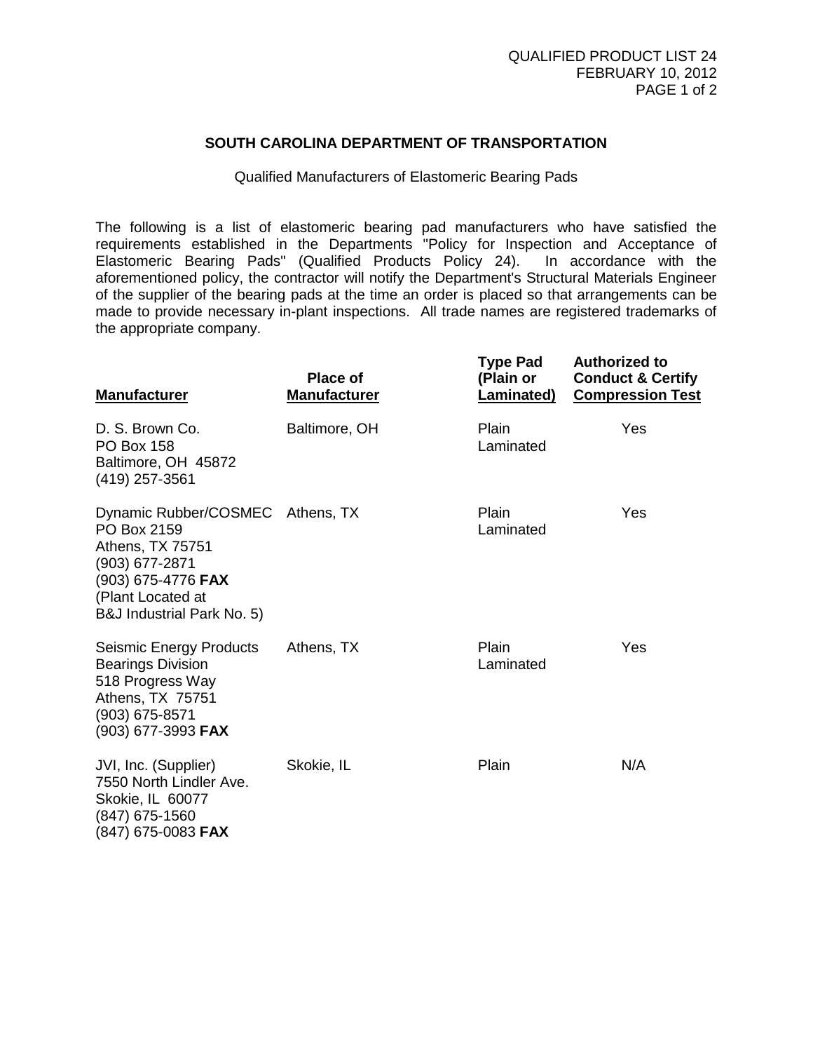# SOUTH CAROLINA DEPARTMENT OF TRANSPORTATION

Qualified Manufacturers of Elastomeric Bearing Pads

The following is a list of elastomeric bearing pad manufacturers who have satisfied the requirements established in the Departments "Policy for Inspection and Acceptance of Elastomeric Bearing Pads" (Qualified Products Policy 24). In accordance with the aforementioned policy, the contractor will notify the Department's Structural Materials Engineer of the supplier of the bearing pads at the time an order is placed so that arrangements can be made to provide necessary in-plant inspections. All trade names are registered trademarks of the appropriate company.

| Manufacturer | Place of Manufacturer | Type Pad (Plain or Laminated) | Authorized to Conduct & Certify Compression Test |
|---|---|---|---|
| D. S. Brown Co.<br>PO Box 158<br>Baltimore, OH 45872<br>(419) 257-3561 | Baltimore, OH | Plain<br>Laminated | Yes |
| Dynamic Rubber/COSMEC<br>PO Box 2159<br>Athens, TX 75751<br>(903) 677-2871<br>(903) 675-4776 **FAX**<br>(Plant Located at<br>B&J Industrial Park No. 5) | Athens, TX | Plain<br>Laminated | Yes |
| Seismic Energy Products<br>Bearings Division<br>518 Progress Way<br>Athens, TX 75751<br>(903) 675-8571<br>(903) 677-3993 **FAX** | Athens, TX | Plain<br>Laminated | Yes |
| JVI, Inc. (Supplier)<br>7550 North Lindler Ave.<br>Skokie, IL 60077<br>(847) 675-1560<br>(847) 675-0083 **FAX** | Skokie, IL | Plain | N/A |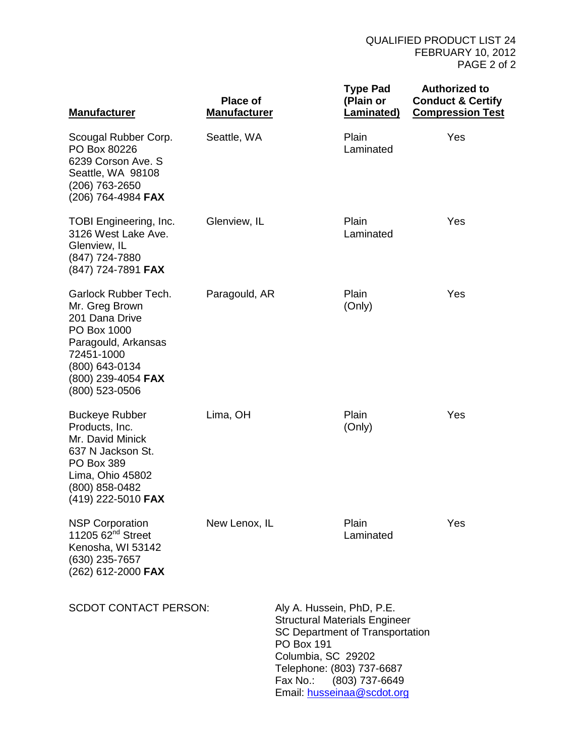| Manufacturer | Place of Manufacturer | Type Pad (Plain or Laminated) | Authorized to Conduct & Certify Compression Test |
|---|---|---|---|
| Scougal Rubber Corp.<br>PO Box 80226<br>6239 Corson Ave. S<br>Seattle, WA 98108<br>(206) 763-2650<br>(206) 764-4984 **FAX** | Seattle, WA | Plain<br>Laminated | Yes |
| TOBI Engineering, Inc.<br>3126 West Lake Ave.<br>Glenview, IL<br>(847) 724-7880<br>(847) 724-7891 **FAX** | Glenview, IL | Plain<br>Laminated | Yes |
| Garlock Rubber Tech.<br>Mr. Greg Brown<br>201 Dana Drive<br>PO Box 1000<br>Paragould, Arkansas<br>72451-1000<br>(800) 643-0134<br>(800) 239-4054 **FAX**<br>(800) 523-0506 | Paragould, AR | Plain<br>(Only) | Yes |
| Buckeye Rubber Products, Inc.<br>Mr. David Minick<br>637 N Jackson St.<br>PO Box 389<br>Lima, Ohio 45802<br>(800) 858-0482<br>(419) 222-5010 **FAX** | Lima, OH | Plain<br>(Only) | Yes |
| NSP Corporation<br>11205 62nd Street<br>Kenosha, WI 53142<br>(630) 235-7657<br>(262) 612-2000 **FAX** | New Lenox, IL | Plain<br>Laminated | Yes |

SCDOT CONTACT PERSON:

Aly A. Hussein, PhD, P.E.
Structural Materials Engineer
SC Department of Transportation
PO Box 191
Columbia, SC 29202
Telephone: (803) 737-6687
Fax No.: (803) 737-6649
Email: husseinaa@scdot.org